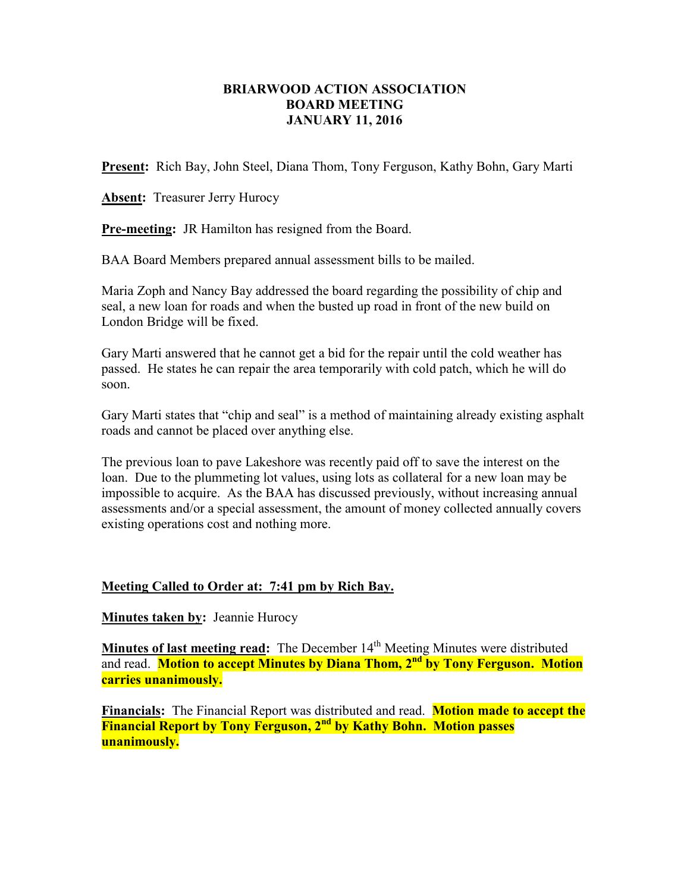# BRIARWOOD ACTION ASSOCIATION
## BOARD MEETING
## JANUARY 11, 2016

**Present:** Rich Bay, John Steel, Diana Thom, Tony Ferguson, Kathy Bohn, Gary Marti

**Absent:** Treasurer Jerry Hurocy

**Pre-meeting:** JR Hamilton has resigned from the Board.

BAA Board Members prepared annual assessment bills to be mailed.

Maria Zoph and Nancy Bay addressed the board regarding the possibility of chip and seal, a new loan for roads and when the busted up road in front of the new build on London Bridge will be fixed.

Gary Marti answered that he cannot get a bid for the repair until the cold weather has passed. He states he can repair the area temporarily with cold patch, which he will do soon.

Gary Marti states that "chip and seal" is a method of maintaining already existing asphalt roads and cannot be placed over anything else.

The previous loan to pave Lakeshore was recently paid off to save the interest on the loan. Due to the plummeting lot values, using lots as collateral for a new loan may be impossible to acquire. As the BAA has discussed previously, without increasing annual assessments and/or a special assessment, the amount of money collected annually covers existing operations cost and nothing more.

**Meeting Called to Order at: 7:41 pm by Rich Bay.**

**Minutes taken by:** Jeannie Hurocy

**Minutes of last meeting read:** The December 14th Meeting Minutes were distributed and read. **Motion to accept Minutes by Diana Thom, 2nd by Tony Ferguson. Motion carries unanimously.**

**Financials:** The Financial Report was distributed and read. **Motion made to accept the Financial Report by Tony Ferguson, 2nd by Kathy Bohn. Motion passes unanimously.**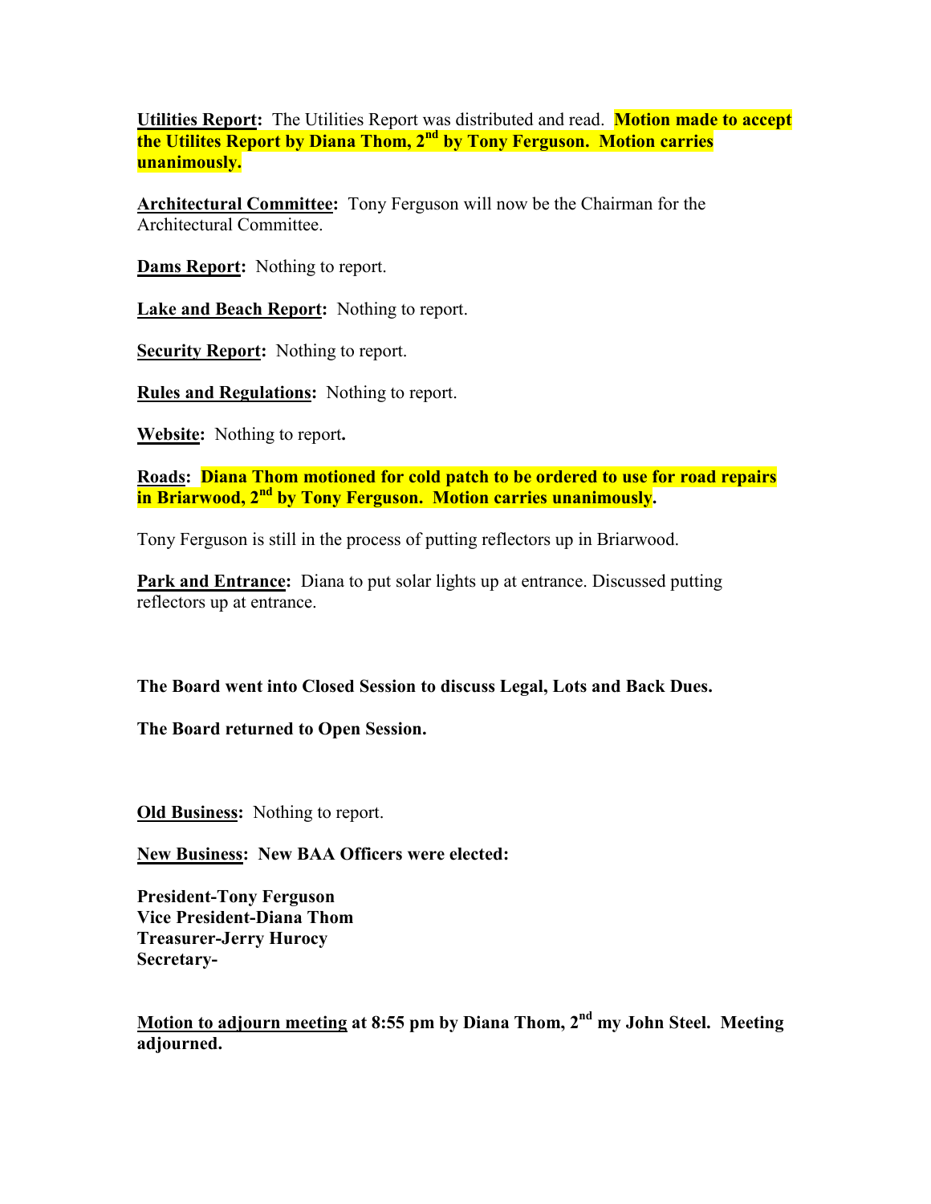**<u>Utilities Report</u>:** The Utilities Report was distributed and read. **Motion made to accept the Utilites Report by Diana Thom, 2nd by Tony Ferguson. Motion carries unanimously.**

**<u>Architectural Committee</u>:** Tony Ferguson will now be the Chairman for the Architectural Committee.

**<u>Dams Report</u>:** Nothing to report.

**<u>Lake and Beach Report</u>:** Nothing to report.

**<u>Security Report</u>:** Nothing to report.

**<u>Rules and Regulations</u>:** Nothing to report.

**<u>Website</u>:** Nothing to report**.**

**<u>Roads</u>:** **Diana Thom motioned for cold patch to be ordered to use for road repairs in Briarwood, 2nd by Tony Ferguson. Motion carries unanimously.**

Tony Ferguson is still in the process of putting reflectors up in Briarwood.

**<u>Park and Entrance</u>:** Diana to put solar lights up at entrance. Discussed putting reflectors up at entrance.

**The Board went into Closed Session to discuss Legal, Lots and Back Dues.**

**The Board returned to Open Session.**

**<u>Old Business</u>:** Nothing to report.

**<u>New Business</u>:** **New BAA Officers were elected:**

**President-Tony Ferguson**
**Vice President-Diana Thom**
**Treasurer-Jerry Hurocy**
**Secretary-**

<u>Motion to adjourn meeting</u> **at 8:55 pm by Diana Thom, 2nd my John Steel. Meeting adjourned.**